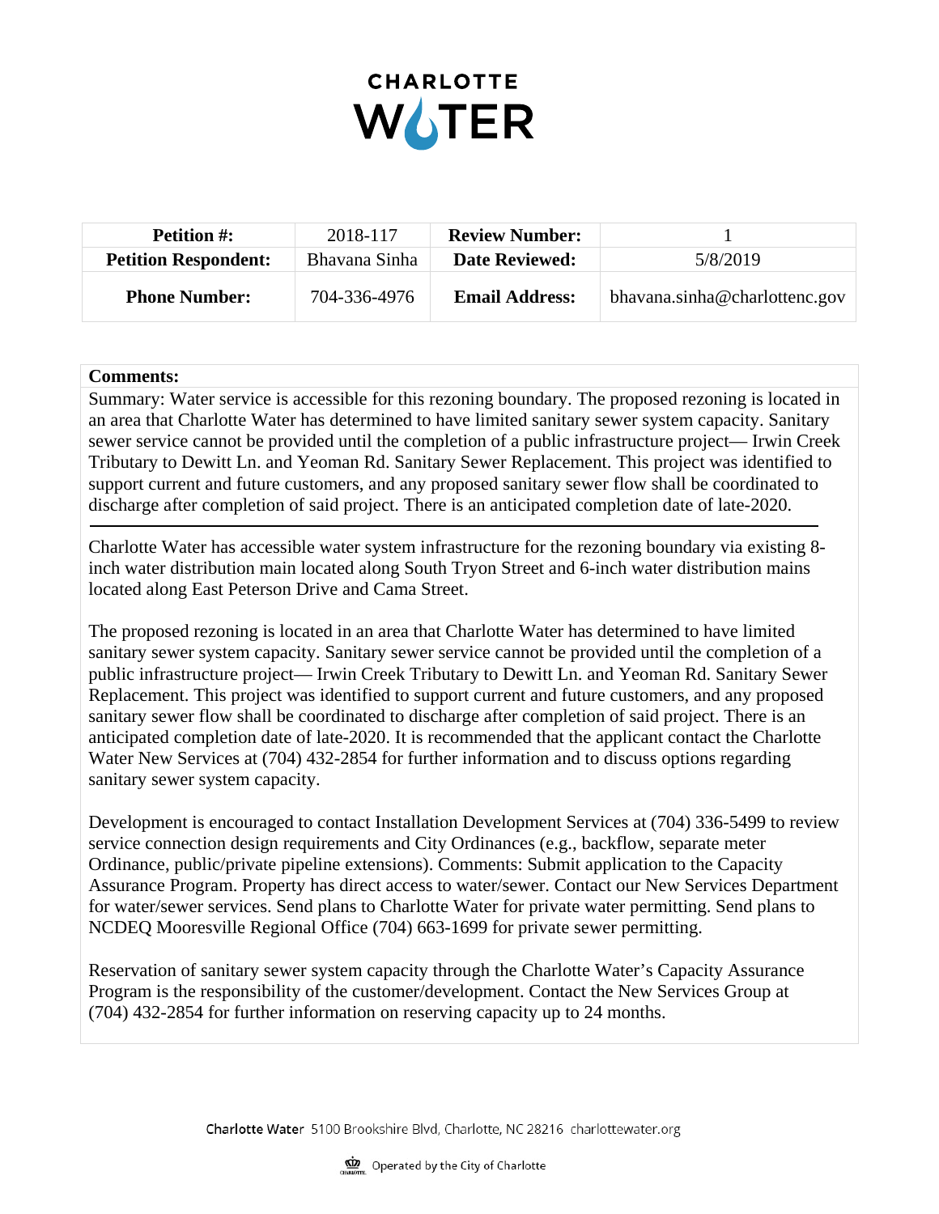# CHARLOTTE WATER

| **Petition #:** | 2018-117 | **Review Number:** | 1 |
|---|---|---|---|
| **Petition Respondent:** | Bhavana Sinha | **Date Reviewed:** | 5/8/2019 |
| **Phone Number:** | 704-336-4976 | **Email Address:** | bhavana.sinha@charlottenc.gov |

**Comments:**

Summary: Water service is accessible for this rezoning boundary. The proposed rezoning is located in an area that Charlotte Water has determined to have limited sanitary sewer system capacity. Sanitary sewer service cannot be provided until the completion of a public infrastructure project— Irwin Creek Tributary to Dewitt Ln. and Yeoman Rd. Sanitary Sewer Replacement. This project was identified to support current and future customers, and any proposed sanitary sewer flow shall be coordinated to discharge after completion of said project. There is an anticipated completion date of late-2020.

---

Charlotte Water has accessible water system infrastructure for the rezoning boundary via existing 8-inch water distribution main located along South Tryon Street and 6-inch water distribution mains located along East Peterson Drive and Cama Street.

The proposed rezoning is located in an area that Charlotte Water has determined to have limited sanitary sewer system capacity. Sanitary sewer service cannot be provided until the completion of a public infrastructure project— Irwin Creek Tributary to Dewitt Ln. and Yeoman Rd. Sanitary Sewer Replacement. This project was identified to support current and future customers, and any proposed sanitary sewer flow shall be coordinated to discharge after completion of said project. There is an anticipated completion date of late-2020. It is recommended that the applicant contact the Charlotte Water New Services at (704) 432-2854 for further information and to discuss options regarding sanitary sewer system capacity.

Development is encouraged to contact Installation Development Services at (704) 336-5499 to review service connection design requirements and City Ordinances (e.g., backflow, separate meter Ordinance, public/private pipeline extensions). Comments: Submit application to the Capacity Assurance Program. Property has direct access to water/sewer. Contact our New Services Department for water/sewer services. Send plans to Charlotte Water for private water permitting. Send plans to NCDEQ Mooresville Regional Office (704) 663-1699 for private sewer permitting.

Reservation of sanitary sewer system capacity through the Charlotte Water's Capacity Assurance Program is the responsibility of the customer/development. Contact the New Services Group at (704) 432-2854 for further information on reserving capacity up to 24 months.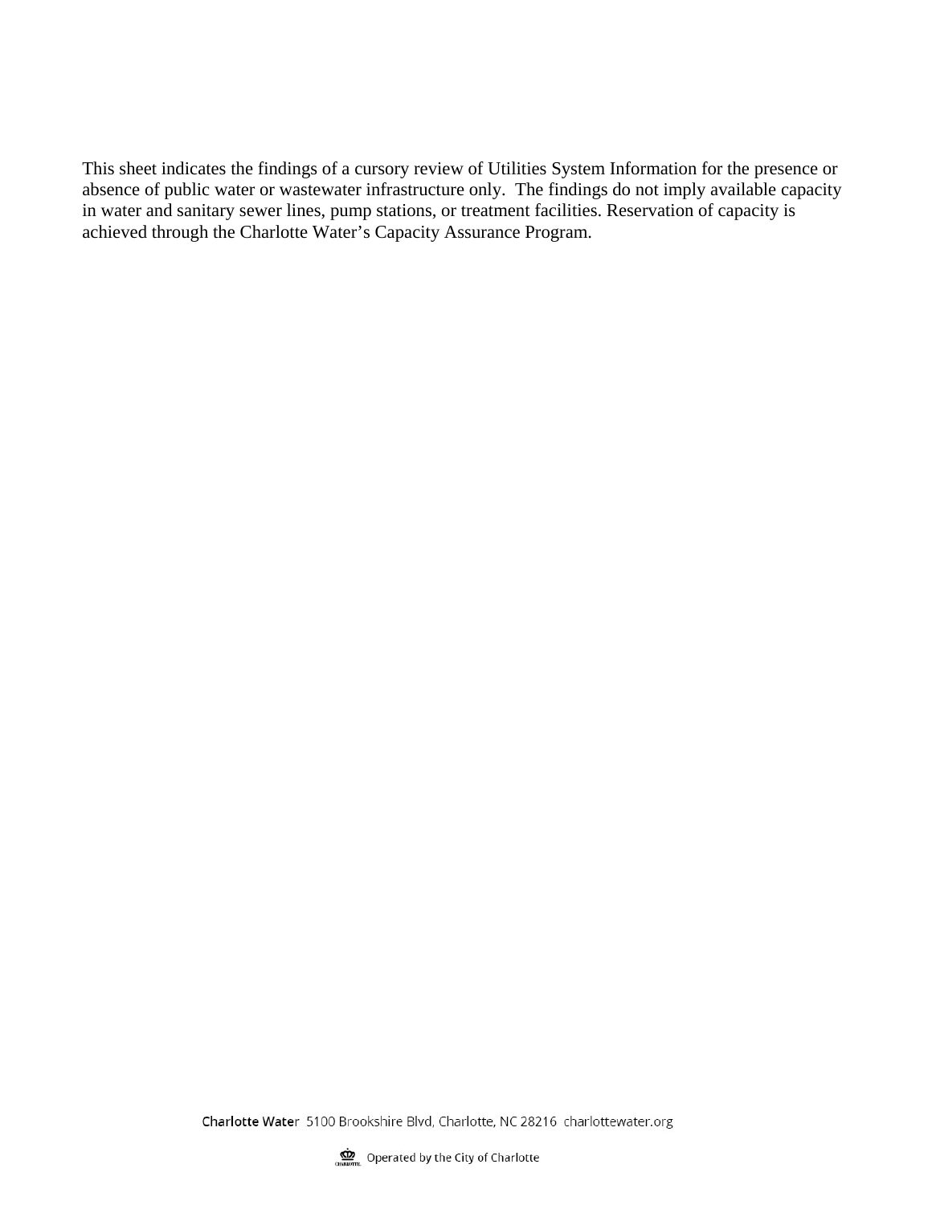This sheet indicates the findings of a cursory review of Utilities System Information for the presence or absence of public water or wastewater infrastructure only. The findings do not imply available capacity in water and sanitary sewer lines, pump stations, or treatment facilities. Reservation of capacity is achieved through the Charlotte Water's Capacity Assurance Program.

**Charlotte Water** 5100 Brookshire Blvd, Charlotte, NC 28216 charlottewater.org

Operated by the City of Charlotte